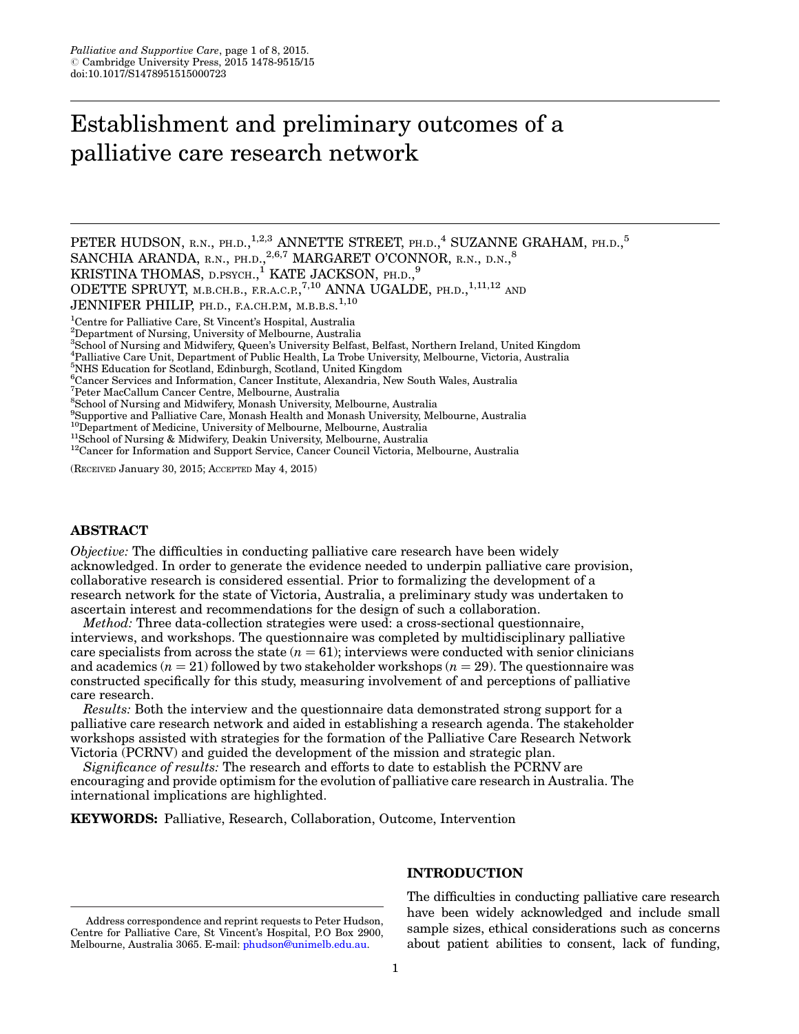# Establishment and preliminary outcomes of a palliative care research network

PETER HUDSON, R.N., PH.D.,[1,2,3] ANNETTE STREET, PH.D.,[4] SUZANNE GRAHAM, PH.D.,[5] SANCHIA ARANDA, R.N., PH.D.,[2,6,7] MARGARET O'CONNOR, R.N., D.N.,[8] KRISTINA THOMAS, D.PSYCH.,[1] KATE JACKSON, PH.D.,[9] ODETTE SPRUYT, M.B.CH.B., F.R.A.C.P.,[7,10] ANNA UGALDE, PH.D.,[1,11,12] AND JENNIFER PHILIP, PH.D., F.A.CH.P.M, M.B.B.S.[1,10]

[1]Centre for Palliative Care, St Vincent's Hospital, Australia
[2]Department of Nursing, University of Melbourne, Australia
[3]School of Nursing and Midwifery, Queen's University Belfast, Belfast, Northern Ireland, United Kingdom
[4]Palliative Care Unit, Department of Public Health, La Trobe University, Melbourne, Victoria, Australia
[5]NHS Education for Scotland, Edinburgh, Scotland, United Kingdom
[6]Cancer Services and Information, Cancer Institute, Alexandria, New South Wales, Australia
[7]Peter MacCallum Cancer Centre, Melbourne, Australia
[8]School of Nursing and Midwifery, Monash University, Melbourne, Australia
[9]Supportive and Palliative Care, Monash Health and Monash University, Melbourne, Australia
[10]Department of Medicine, University of Melbourne, Melbourne, Australia
[11]School of Nursing & Midwifery, Deakin University, Melbourne, Australia
[12]Cancer for Information and Support Service, Cancer Council Victoria, Melbourne, Australia

(RECEIVED January 30, 2015; ACCEPTED May 4, 2015)

## ABSTRACT

*Objective:* The difficulties in conducting palliative care research have been widely acknowledged. In order to generate the evidence needed to underpin palliative care provision, collaborative research is considered essential. Prior to formalizing the development of a research network for the state of Victoria, Australia, a preliminary study was undertaken to ascertain interest and recommendations for the design of such a collaboration.

*Method:* Three data-collection strategies were used: a cross-sectional questionnaire, interviews, and workshops. The questionnaire was completed by multidisciplinary palliative care specialists from across the state ($n = 61$); interviews were conducted with senior clinicians and academics ($n = 21$) followed by two stakeholder workshops ($n = 29$). The questionnaire was constructed specifically for this study, measuring involvement of and perceptions of palliative care research.

*Results:* Both the interview and the questionnaire data demonstrated strong support for a palliative care research network and aided in establishing a research agenda. The stakeholder workshops assisted with strategies for the formation of the Palliative Care Research Network Victoria (PCRNV) and guided the development of the mission and strategic plan.

*Significance of results:* The research and efforts to date to establish the PCRNV are encouraging and provide optimism for the evolution of palliative care research in Australia. The international implications are highlighted.

**KEYWORDS:** Palliative, Research, Collaboration, Outcome, Intervention

## INTRODUCTION

The difficulties in conducting palliative care research have been widely acknowledged and include small sample sizes, ethical considerations such as concerns about patient abilities to consent, lack of funding,

Address correspondence and reprint requests to Peter Hudson, Centre for Palliative Care, St Vincent's Hospital, P.O Box 2900, Melbourne, Australia 3065. E-mail: phudson@unimelb.edu.au.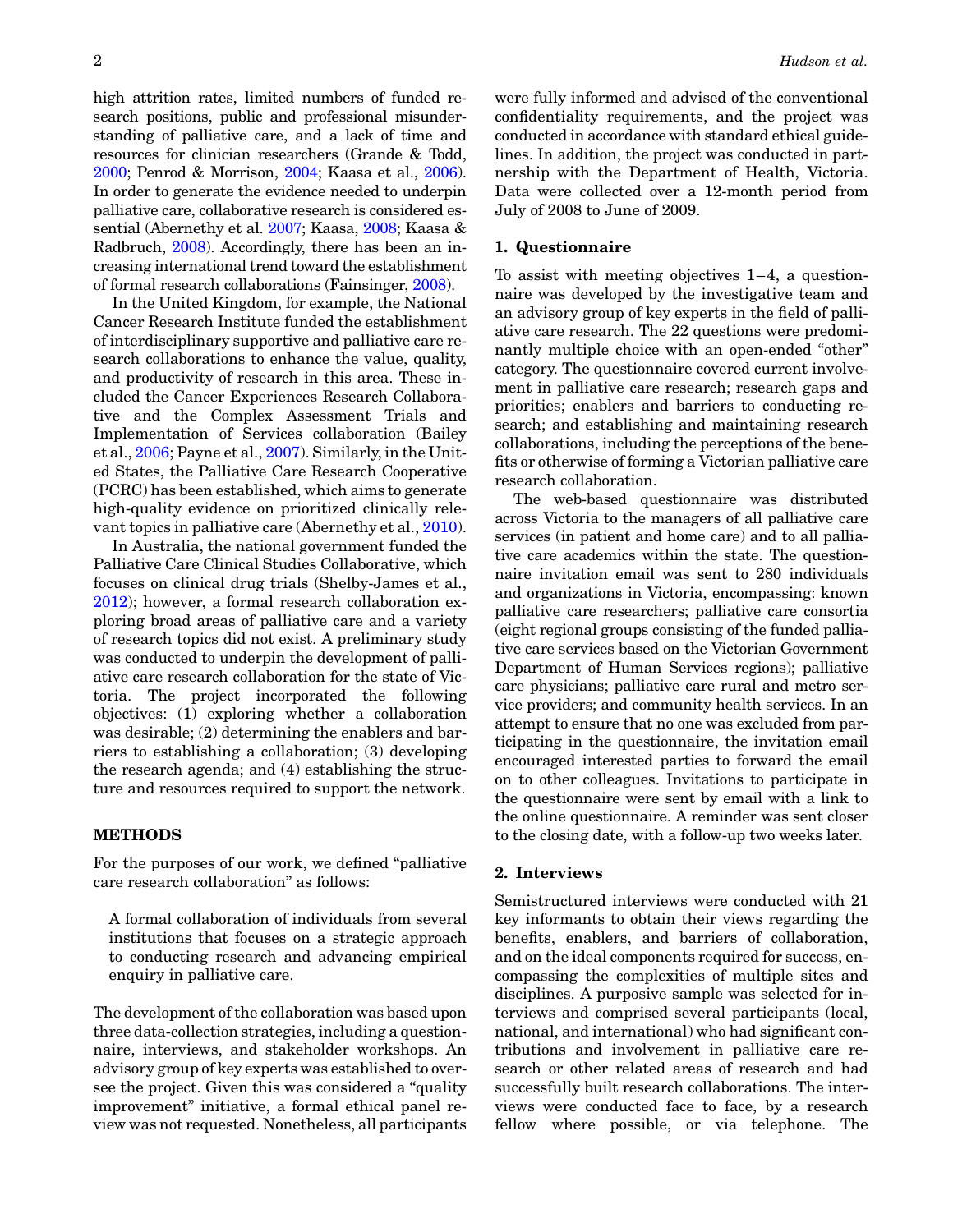high attrition rates, limited numbers of funded research positions, public and professional misunderstanding of palliative care, and a lack of time and resources for clinician researchers (Grande & Todd, 2000; Penrod & Morrison, 2004; Kaasa et al., 2006). In order to generate the evidence needed to underpin palliative care, collaborative research is considered essential (Abernethy et al. 2007; Kaasa, 2008; Kaasa & Radbruch, 2008). Accordingly, there has been an increasing international trend toward the establishment of formal research collaborations (Fainsinger, 2008).

In the United Kingdom, for example, the National Cancer Research Institute funded the establishment of interdisciplinary supportive and palliative care research collaborations to enhance the value, quality, and productivity of research in this area. These included the Cancer Experiences Research Collaborative and the Complex Assessment Trials and Implementation of Services collaboration (Bailey et al., 2006; Payne et al., 2007). Similarly, in the United States, the Palliative Care Research Cooperative (PCRC) has been established, which aims to generate high-quality evidence on prioritized clinically relevant topics in palliative care (Abernethy et al., 2010).

In Australia, the national government funded the Palliative Care Clinical Studies Collaborative, which focuses on clinical drug trials (Shelby-James et al., 2012); however, a formal research collaboration exploring broad areas of palliative care and a variety of research topics did not exist. A preliminary study was conducted to underpin the development of palliative care research collaboration for the state of Victoria. The project incorporated the following objectives: (1) exploring whether a collaboration was desirable; (2) determining the enablers and barriers to establishing a collaboration; (3) developing the research agenda; and (4) establishing the structure and resources required to support the network.

## METHODS

For the purposes of our work, we defined "palliative care research collaboration" as follows:

> A formal collaboration of individuals from several institutions that focuses on a strategic approach to conducting research and advancing empirical enquiry in palliative care.

The development of the collaboration was based upon three data-collection strategies, including a questionnaire, interviews, and stakeholder workshops. An advisory group of key experts was established to oversee the project. Given this was considered a "quality improvement" initiative, a formal ethical panel review was not requested. Nonetheless, all participants were fully informed and advised of the conventional confidentiality requirements, and the project was conducted in accordance with standard ethical guidelines. In addition, the project was conducted in partnership with the Department of Health, Victoria. Data were collected over a 12-month period from July of 2008 to June of 2009.

### 1. Questionnaire

To assist with meeting objectives 1–4, a questionnaire was developed by the investigative team and an advisory group of key experts in the field of palliative care research. The 22 questions were predominantly multiple choice with an open-ended "other" category. The questionnaire covered current involvement in palliative care research; research gaps and priorities; enablers and barriers to conducting research; and establishing and maintaining research collaborations, including the perceptions of the benefits or otherwise of forming a Victorian palliative care research collaboration.

The web-based questionnaire was distributed across Victoria to the managers of all palliative care services (in patient and home care) and to all palliative care academics within the state. The questionnaire invitation email was sent to 280 individuals and organizations in Victoria, encompassing: known palliative care researchers; palliative care consortia (eight regional groups consisting of the funded palliative care services based on the Victorian Government Department of Human Services regions); palliative care physicians; palliative care rural and metro service providers; and community health services. In an attempt to ensure that no one was excluded from participating in the questionnaire, the invitation email encouraged interested parties to forward the email on to other colleagues. Invitations to participate in the questionnaire were sent by email with a link to the online questionnaire. A reminder was sent closer to the closing date, with a follow-up two weeks later.

### 2. Interviews

Semistructured interviews were conducted with 21 key informants to obtain their views regarding the benefits, enablers, and barriers of collaboration, and on the ideal components required for success, encompassing the complexities of multiple sites and disciplines. A purposive sample was selected for interviews and comprised several participants (local, national, and international) who had significant contributions and involvement in palliative care research or other related areas of research and had successfully built research collaborations. The interviews were conducted face to face, by a research fellow where possible, or via telephone. The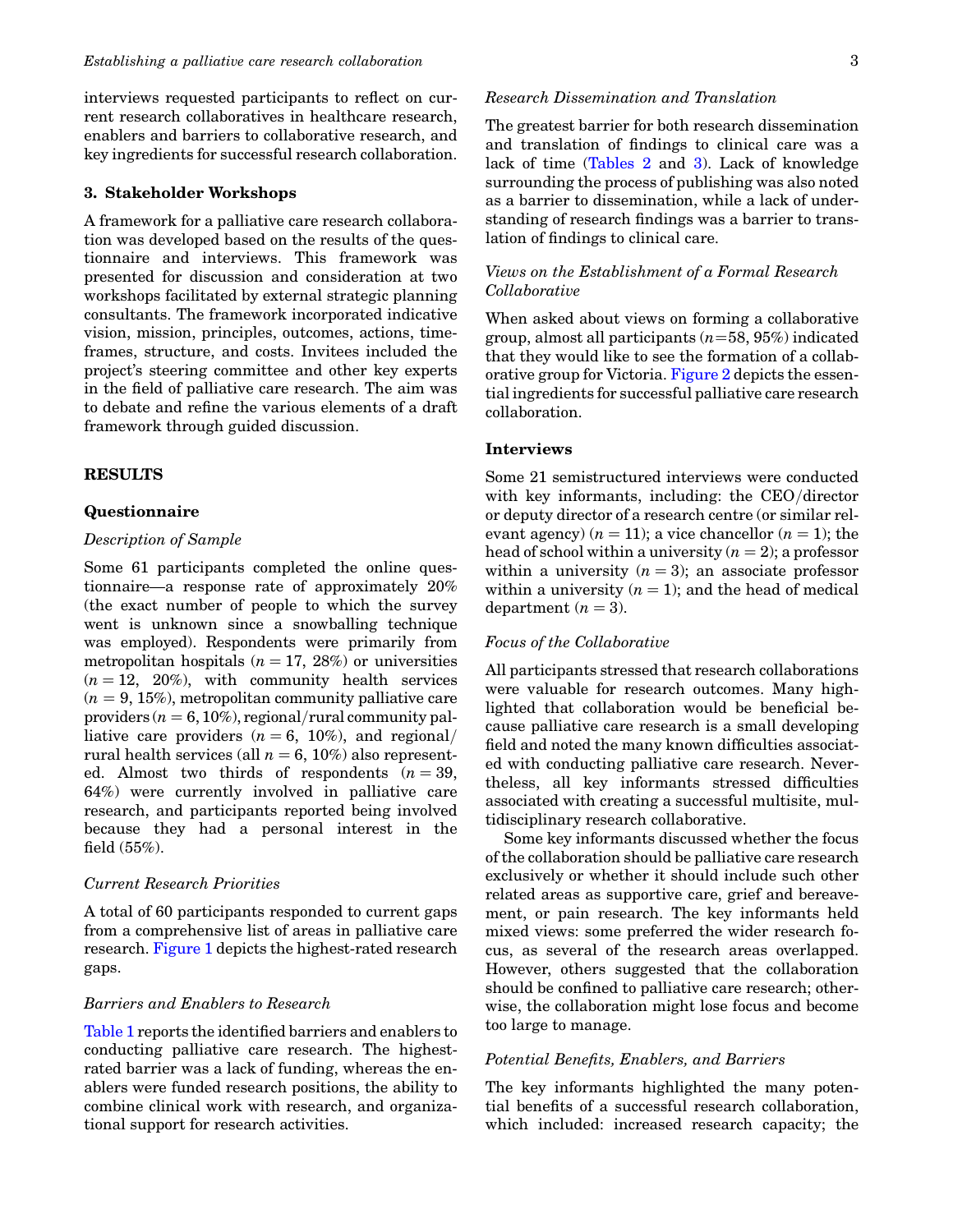interviews requested participants to reflect on current research collaboratives in healthcare research, enablers and barriers to collaborative research, and key ingredients for successful research collaboration.

### 3. Stakeholder Workshops

A framework for a palliative care research collaboration was developed based on the results of the questionnaire and interviews. This framework was presented for discussion and consideration at two workshops facilitated by external strategic planning consultants. The framework incorporated indicative vision, mission, principles, outcomes, actions, timeframes, structure, and costs. Invitees included the project's steering committee and other key experts in the field of palliative care research. The aim was to debate and refine the various elements of a draft framework through guided discussion.

## RESULTS

### Questionnaire

*Description of Sample*

Some 61 participants completed the online questionnaire—a response rate of approximately 20% (the exact number of people to which the survey went is unknown since a snowballing technique was employed). Respondents were primarily from metropolitan hospitals ($n = 17$, 28%) or universities ($n = 12$, 20%), with community health services ($n = 9$, 15%), metropolitan community palliative care providers ($n = 6$, 10%), regional/rural community palliative care providers ($n = 6$, 10%), and regional/rural health services (all $n = 6$, 10%) also represented. Almost two thirds of respondents ($n = 39$, 64%) were currently involved in palliative care research, and participants reported being involved because they had a personal interest in the field (55%).

*Current Research Priorities*

A total of 60 participants responded to current gaps from a comprehensive list of areas in palliative care research. Figure 1 depicts the highest-rated research gaps.

*Barriers and Enablers to Research*

Table 1 reports the identified barriers and enablers to conducting palliative care research. The highest-rated barrier was a lack of funding, whereas the enablers were funded research positions, the ability to combine clinical work with research, and organizational support for research activities.

*Research Dissemination and Translation*

The greatest barrier for both research dissemination and translation of findings to clinical care was a lack of time (Tables 2 and 3). Lack of knowledge surrounding the process of publishing was also noted as a barrier to dissemination, while a lack of understanding of research findings was a barrier to translation of findings to clinical care.

*Views on the Establishment of a Formal Research Collaborative*

When asked about views on forming a collaborative group, almost all participants ($n$=58, 95%) indicated that they would like to see the formation of a collaborative group for Victoria. Figure 2 depicts the essential ingredients for successful palliative care research collaboration.

### Interviews

Some 21 semistructured interviews were conducted with key informants, including: the CEO/director or deputy director of a research centre (or similar relevant agency) ($n = 11$); a vice chancellor ($n = 1$); the head of school within a university ($n = 2$); a professor within a university ($n = 3$); an associate professor within a university ($n = 1$); and the head of medical department ($n = 3$).

*Focus of the Collaborative*

All participants stressed that research collaborations were valuable for research outcomes. Many highlighted that collaboration would be beneficial because palliative care research is a small developing field and noted the many known difficulties associated with conducting palliative care research. Nevertheless, all key informants stressed difficulties associated with creating a successful multisite, multidisciplinary research collaborative.

Some key informants discussed whether the focus of the collaboration should be palliative care research exclusively or whether it should include such other related areas as supportive care, grief and bereavement, or pain research. The key informants held mixed views: some preferred the wider research focus, as several of the research areas overlapped. However, others suggested that the collaboration should be confined to palliative care research; otherwise, the collaboration might lose focus and become too large to manage.

*Potential Benefits, Enablers, and Barriers*

The key informants highlighted the many potential benefits of a successful research collaboration, which included: increased research capacity; the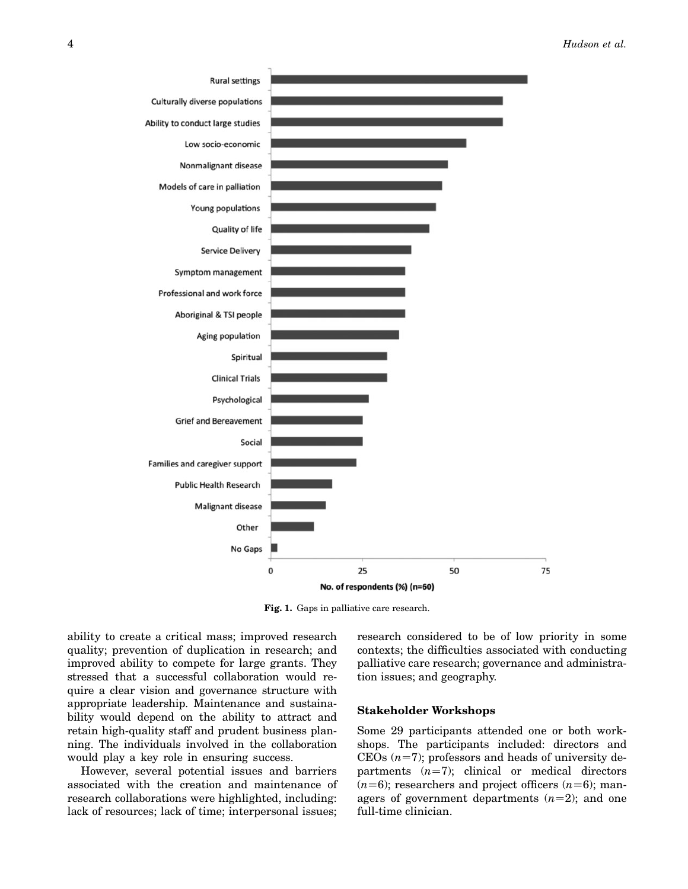Fig. 1. Gaps in palliative care research.

ability to create a critical mass; improved research quality; prevention of duplication in research; and improved ability to compete for large grants. They stressed that a successful collaboration would require a clear vision and governance structure with appropriate leadership. Maintenance and sustainability would depend on the ability to attract and retain high-quality staff and prudent business planning. The individuals involved in the collaboration would play a key role in ensuring success.

However, several potential issues and barriers associated with the creation and maintenance of research collaborations were highlighted, including: lack of resources; lack of time; interpersonal issues; research considered to be of low priority in some contexts; the difficulties associated with conducting palliative care research; governance and administration issues; and geography.

### Stakeholder Workshops

Some 29 participants attended one or both workshops. The participants included: directors and CEOs ($n=7$); professors and heads of university departments ($n=7$); clinical or medical directors ($n=6$); researchers and project officers ($n=6$); managers of government departments ($n=2$); and one full-time clinician.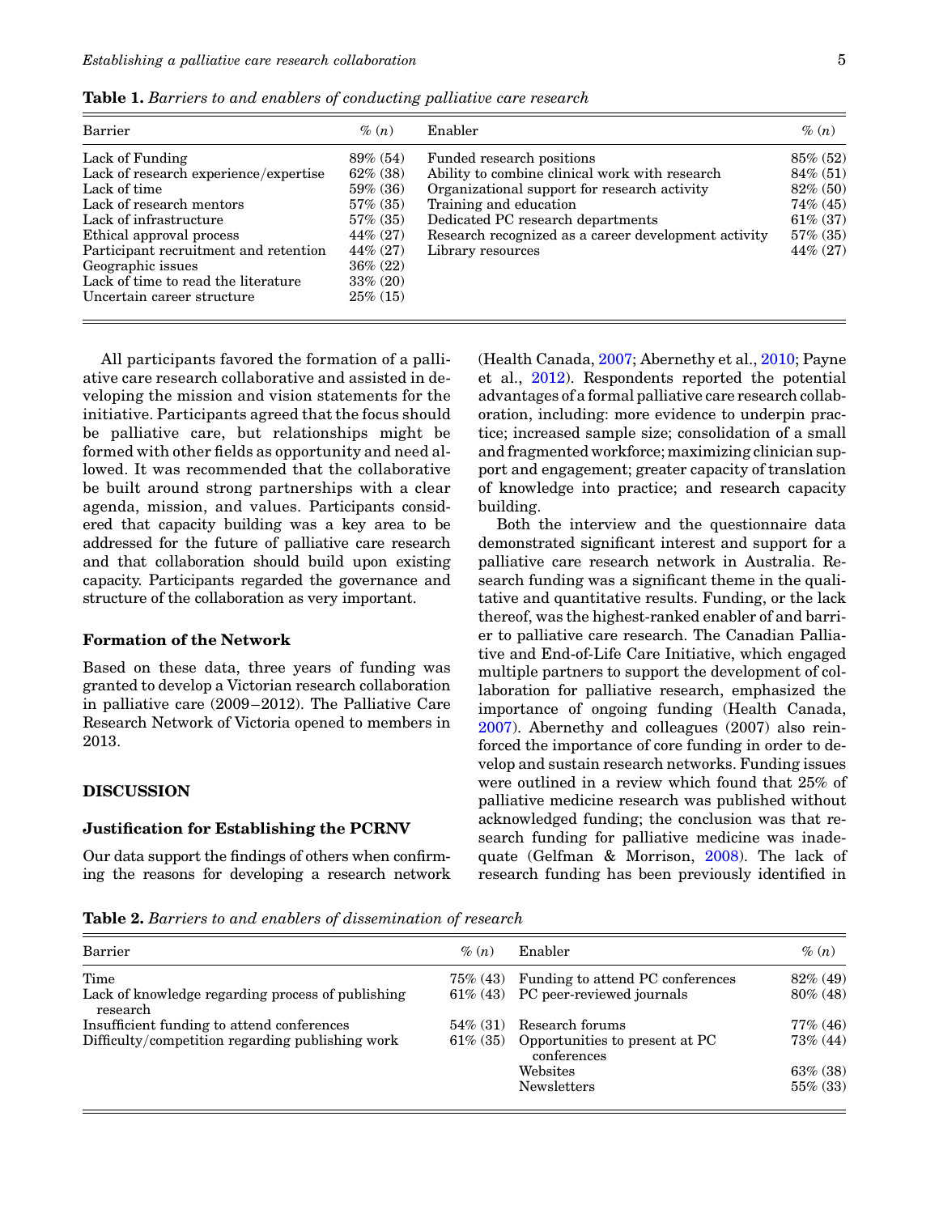**Table 1.** *Barriers to and enablers of conducting palliative care research*

| Barrier | % (n) | Enabler | % (n) |
|---|---|---|---|
| Lack of Funding | 89% (54) | Funded research positions | 85% (52) |
| Lack of research experience/expertise | 62% (38) | Ability to combine clinical work with research | 84% (51) |
| Lack of time | 59% (36) | Organizational support for research activity | 82% (50) |
| Lack of research mentors | 57% (35) | Training and education | 74% (45) |
| Lack of infrastructure | 57% (35) | Dedicated PC research departments | 61% (37) |
| Ethical approval process | 44% (27) | Research recognized as a career development activity | 57% (35) |
| Participant recruitment and retention | 44% (27) | Library resources | 44% (27) |
| Geographic issues | 36% (22) | | |
| Lack of time to read the literature | 33% (20) | | |
| Uncertain career structure | 25% (15) | | |

All participants favored the formation of a palliative care research collaborative and assisted in developing the mission and vision statements for the initiative. Participants agreed that the focus should be palliative care, but relationships might be formed with other fields as opportunity and need allowed. It was recommended that the collaborative be built around strong partnerships with a clear agenda, mission, and values. Participants considered that capacity building was a key area to be addressed for the future of palliative care research and that collaboration should build upon existing capacity. Participants regarded the governance and structure of the collaboration as very important.

### Formation of the Network

Based on these data, three years of funding was granted to develop a Victorian research collaboration in palliative care (2009–2012). The Palliative Care Research Network of Victoria opened to members in 2013.

## DISCUSSION

### Justification for Establishing the PCRNV

Our data support the findings of others when confirming the reasons for developing a research network (Health Canada, 2007; Abernethy et al., 2010; Payne et al., 2012). Respondents reported the potential advantages of a formal palliative care research collaboration, including: more evidence to underpin practice; increased sample size; consolidation of a small and fragmented workforce; maximizing clinician support and engagement; greater capacity of translation of knowledge into practice; and research capacity building.

Both the interview and the questionnaire data demonstrated significant interest and support for a palliative care research network in Australia. Research funding was a significant theme in the qualitative and quantitative results. Funding, or the lack thereof, was the highest-ranked enabler of and barrier to palliative care research. The Canadian Palliative and End-of-Life Care Initiative, which engaged multiple partners to support the development of collaboration for palliative research, emphasized the importance of ongoing funding (Health Canada, 2007). Abernethy and colleagues (2007) also reinforced the importance of core funding in order to develop and sustain research networks. Funding issues were outlined in a review which found that 25% of palliative medicine research was published without acknowledged funding; the conclusion was that research funding for palliative medicine was inadequate (Gelfman & Morrison, 2008). The lack of research funding has been previously identified in

**Table 2.** *Barriers to and enablers of dissemination of research*

| Barrier | % (n) | Enabler | % (n) |
|---|---|---|---|
| Time | 75% (43) | Funding to attend PC conferences | 82% (49) |
| Lack of knowledge regarding process of publishing research | 61% (43) | PC peer-reviewed journals | 80% (48) |
| Insufficient funding to attend conferences | 54% (31) | Research forums | 77% (46) |
| Difficulty/competition regarding publishing work | 61% (35) | Opportunities to present at PC conferences | 73% (44) |
| | | Websites | 63% (38) |
| | | Newsletters | 55% (33) |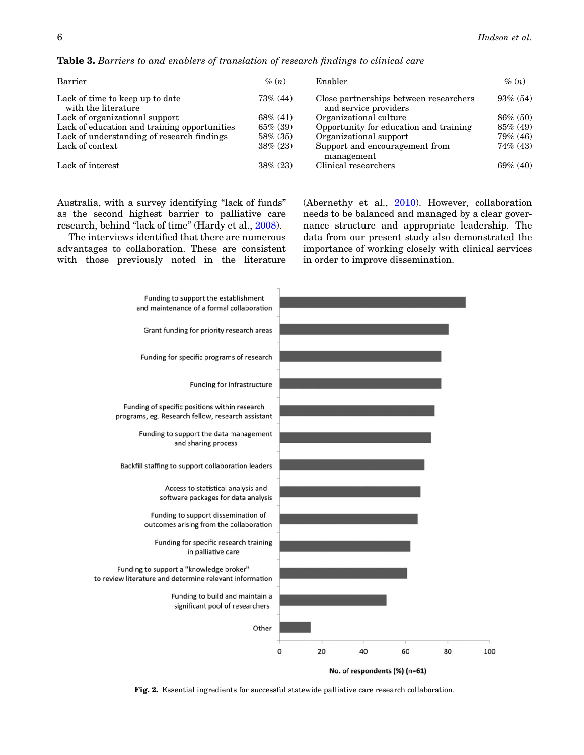**Table 3.** *Barriers to and enablers of translation of research findings to clinical care*

| Barrier | % (n) | Enabler | % (n) |
|---|---|---|---|
| Lack of time to keep up to date with the literature | 73% (44) | Close partnerships between researchers and service providers | 93% (54) |
| Lack of organizational support | 68% (41) | Organizational culture | 86% (50) |
| Lack of education and training opportunities | 65% (39) | Opportunity for education and training | 85% (49) |
| Lack of understanding of research findings | 58% (35) | Organizational support | 79% (46) |
| Lack of context | 38% (23) | Support and encouragement from management | 74% (43) |
| Lack of interest | 38% (23) | Clinical researchers | 69% (40) |

Australia, with a survey identifying "lack of funds" as the second highest barrier to palliative care research, behind "lack of time" (Hardy et al., 2008).

The interviews identified that there are numerous advantages to collaboration. These are consistent with those previously noted in the literature (Abernethy et al., 2010). However, collaboration needs to be balanced and managed by a clear governance structure and appropriate leadership. The data from our present study also demonstrated the importance of working closely with clinical services in order to improve dissemination.

**Fig. 2.** Essential ingredients for successful statewide palliative care research collaboration.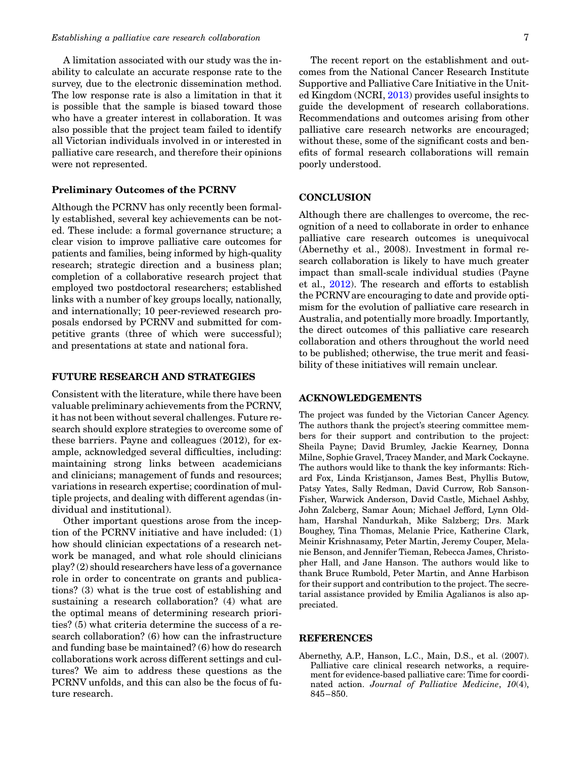A limitation associated with our study was the inability to calculate an accurate response rate to the survey, due to the electronic dissemination method. The low response rate is also a limitation in that it is possible that the sample is biased toward those who have a greater interest in collaboration. It was also possible that the project team failed to identify all Victorian individuals involved in or interested in palliative care research, and therefore their opinions were not represented.

### Preliminary Outcomes of the PCRNV

Although the PCRNV has only recently been formally established, several key achievements can be noted. These include: a formal governance structure; a clear vision to improve palliative care outcomes for patients and families, being informed by high-quality research; strategic direction and a business plan; completion of a collaborative research project that employed two postdoctoral researchers; established links with a number of key groups locally, nationally, and internationally; 10 peer-reviewed research proposals endorsed by PCRNV and submitted for competitive grants (three of which were successful); and presentations at state and national fora.

## FUTURE RESEARCH AND STRATEGIES

Consistent with the literature, while there have been valuable preliminary achievements from the PCRNV, it has not been without several challenges. Future research should explore strategies to overcome some of these barriers. Payne and colleagues (2012), for example, acknowledged several difficulties, including: maintaining strong links between academicians and clinicians; management of funds and resources; variations in research expertise; coordination of multiple projects, and dealing with different agendas (individual and institutional).

Other important questions arose from the inception of the PCRNV initiative and have included: (1) how should clinician expectations of a research network be managed, and what role should clinicians play? (2) should researchers have less of a governance role in order to concentrate on grants and publications? (3) what is the true cost of establishing and sustaining a research collaboration? (4) what are the optimal means of determining research priorities? (5) what criteria determine the success of a research collaboration? (6) how can the infrastructure and funding base be maintained? (6) how do research collaborations work across different settings and cultures? We aim to address these questions as the PCRNV unfolds, and this can also be the focus of future research.

The recent report on the establishment and outcomes from the National Cancer Research Institute Supportive and Palliative Care Initiative in the United Kingdom (NCRI, 2013) provides useful insights to guide the development of research collaborations. Recommendations and outcomes arising from other palliative care research networks are encouraged; without these, some of the significant costs and benefits of formal research collaborations will remain poorly understood.

## CONCLUSION

Although there are challenges to overcome, the recognition of a need to collaborate in order to enhance palliative care research outcomes is unequivocal (Abernethy et al., 2008). Investment in formal research collaboration is likely to have much greater impact than small-scale individual studies (Payne et al., 2012). The research and efforts to establish the PCRNV are encouraging to date and provide optimism for the evolution of palliative care research in Australia, and potentially more broadly. Importantly, the direct outcomes of this palliative care research collaboration and others throughout the world need to be published; otherwise, the true merit and feasibility of these initiatives will remain unclear.

## ACKNOWLEDGEMENTS

The project was funded by the Victorian Cancer Agency. The authors thank the project's steering committee members for their support and contribution to the project: Sheila Payne; David Brumley, Jackie Kearney, Donna Milne, Sophie Gravel, Tracey Mander, and Mark Cockayne. The authors would like to thank the key informants: Richard Fox, Linda Kristjanson, James Best, Phyllis Butow, Patsy Yates, Sally Redman, David Currow, Rob Sanson-Fisher, Warwick Anderson, David Castle, Michael Ashby, John Zalcberg, Samar Aoun; Michael Jefford, Lynn Oldham, Harshal Nandurkah, Mike Salzberg; Drs. Mark Boughey, Tina Thomas, Melanie Price, Katherine Clark, Meinir Krishnasamy, Peter Martin, Jeremy Couper, Melanie Benson, and Jennifer Tieman, Rebecca James, Christopher Hall, and Jane Hanson. The authors would like to thank Bruce Rumbold, Peter Martin, and Anne Harbison for their support and contribution to the project. The secretarial assistance provided by Emilia Agalianos is also appreciated.

## REFERENCES

Abernethy, A.P., Hanson, L.C., Main, D.S., et al. (2007). Palliative care clinical research networks, a requirement for evidence-based palliative care: Time for coordinated action. *Journal of Palliative Medicine*, *10*(4), 845–850.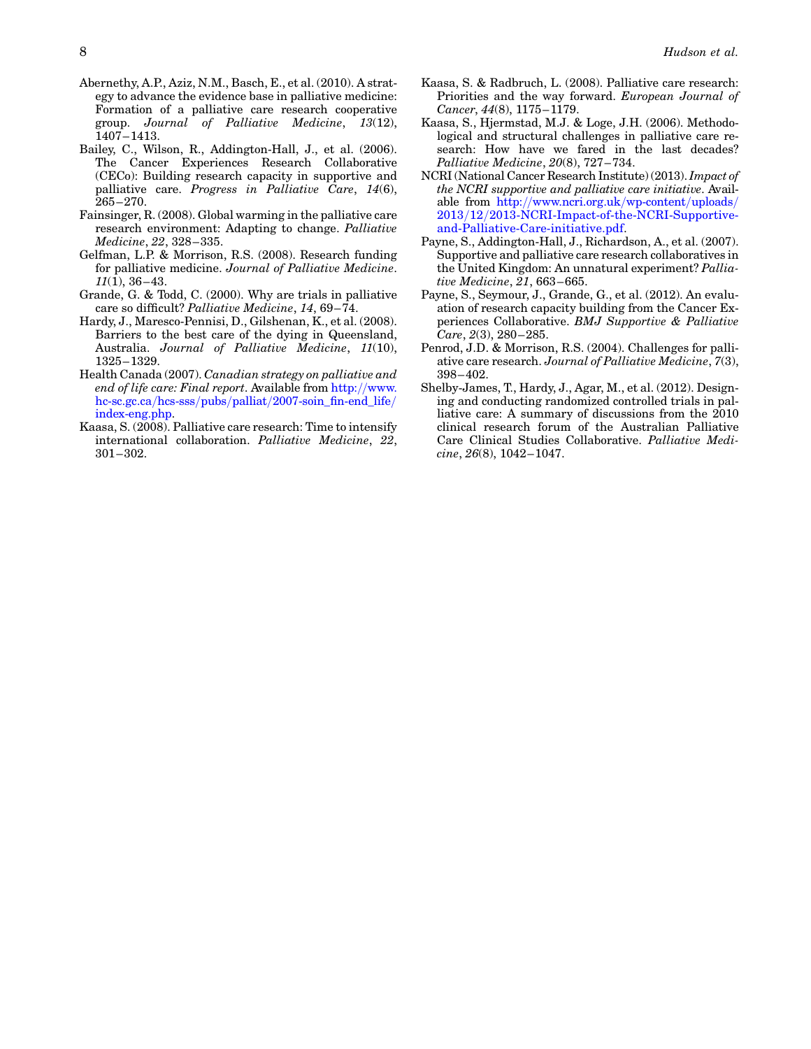Abernethy, A.P., Aziz, N.M., Basch, E., et al. (2010). A strategy to advance the evidence base in palliative medicine: Formation of a palliative care research cooperative group. *Journal of Palliative Medicine*, *13*(12), 1407–1413.

Bailey, C., Wilson, R., Addington-Hall, J., et al. (2006). The Cancer Experiences Research Collaborative (CECo): Building research capacity in supportive and palliative care. *Progress in Palliative Care*, *14*(6), 265–270.

Fainsinger, R. (2008). Global warming in the palliative care research environment: Adapting to change. *Palliative Medicine*, *22*, 328–335.

Gelfman, L.P. & Morrison, R.S. (2008). Research funding for palliative medicine. *Journal of Palliative Medicine*. *11*(1), 36–43.

Grande, G. & Todd, C. (2000). Why are trials in palliative care so difficult? *Palliative Medicine*, *14*, 69–74.

Hardy, J., Maresco-Pennisi, D., Gilshenan, K., et al. (2008). Barriers to the best care of the dying in Queensland, Australia. *Journal of Palliative Medicine*, *11*(10), 1325–1329.

Health Canada (2007). *Canadian strategy on palliative and end of life care: Final report*. Available from http://www.hc-sc.gc.ca/hcs-sss/pubs/palliat/2007-soin_fin-end_life/index-eng.php.

Kaasa, S. (2008). Palliative care research: Time to intensify international collaboration. *Palliative Medicine*, *22*, 301–302.

Kaasa, S. & Radbruch, L. (2008). Palliative care research: Priorities and the way forward. *European Journal of Cancer*, *44*(8), 1175–1179.

Kaasa, S., Hjermstad, M.J. & Loge, J.H. (2006). Methodological and structural challenges in palliative care research: How have we fared in the last decades? *Palliative Medicine*, *20*(8), 727–734.

NCRI (National Cancer Research Institute) (2013). *Impact of the NCRI supportive and palliative care initiative*. Available from http://www.ncri.org.uk/wp-content/uploads/2013/12/2013-NCRI-Impact-of-the-NCRI-Supportive-and-Palliative-Care-initiative.pdf.

Payne, S., Addington-Hall, J., Richardson, A., et al. (2007). Supportive and palliative care research collaboratives in the United Kingdom: An unnatural experiment? *Palliative Medicine*, *21*, 663–665.

Payne, S., Seymour, J., Grande, G., et al. (2012). An evaluation of research capacity building from the Cancer Experiences Collaborative. *BMJ Supportive & Palliative Care*, *2*(3), 280–285.

Penrod, J.D. & Morrison, R.S. (2004). Challenges for palliative care research. *Journal of Palliative Medicine*, *7*(3), 398–402.

Shelby-James, T., Hardy, J., Agar, M., et al. (2012). Designing and conducting randomized controlled trials in palliative care: A summary of discussions from the 2010 clinical research forum of the Australian Palliative Care Clinical Studies Collaborative. *Palliative Medicine*, *26*(8), 1042–1047.